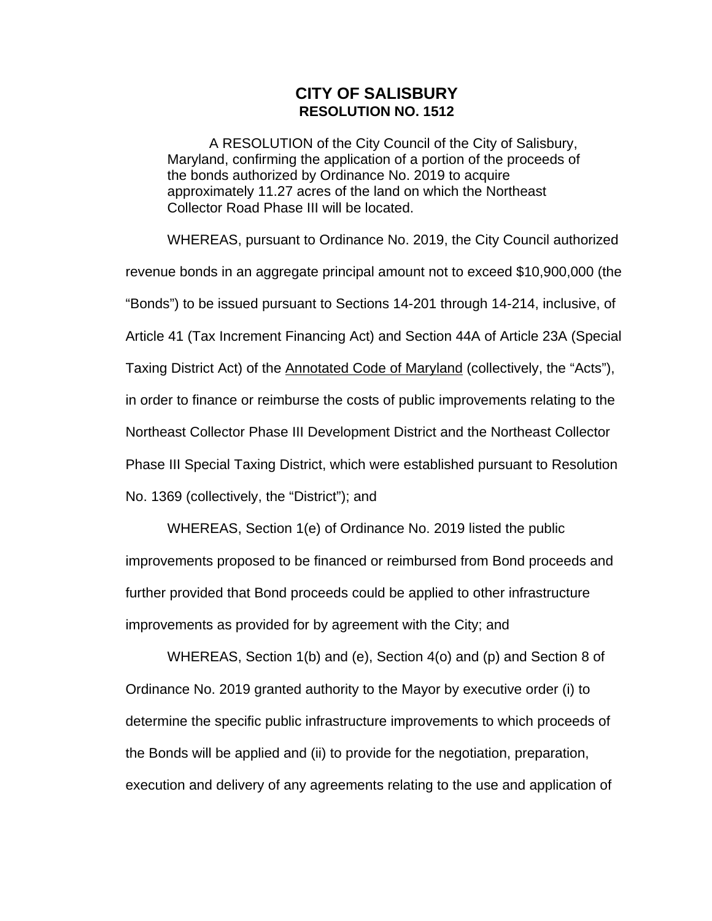# CITY OF SALISBURY
## RESOLUTION NO. 1512

A RESOLUTION of the City Council of the City of Salisbury, Maryland, confirming the application of a portion of the proceeds of the bonds authorized by Ordinance No. 2019 to acquire approximately 11.27 acres of the land on which the Northeast Collector Road Phase III will be located.

WHEREAS, pursuant to Ordinance No. 2019, the City Council authorized revenue bonds in an aggregate principal amount not to exceed $10,900,000 (the "Bonds") to be issued pursuant to Sections 14-201 through 14-214, inclusive, of Article 41 (Tax Increment Financing Act) and Section 44A of Article 23A (Special Taxing District Act) of the Annotated Code of Maryland (collectively, the "Acts"), in order to finance or reimburse the costs of public improvements relating to the Northeast Collector Phase III Development District and the Northeast Collector Phase III Special Taxing District, which were established pursuant to Resolution No. 1369 (collectively, the "District"); and

WHEREAS, Section 1(e) of Ordinance No. 2019 listed the public improvements proposed to be financed or reimbursed from Bond proceeds and further provided that Bond proceeds could be applied to other infrastructure improvements as provided for by agreement with the City; and

WHEREAS, Section 1(b) and (e), Section 4(o) and (p) and Section 8 of Ordinance No. 2019 granted authority to the Mayor by executive order (i) to determine the specific public infrastructure improvements to which proceeds of the Bonds will be applied and (ii) to provide for the negotiation, preparation, execution and delivery of any agreements relating to the use and application of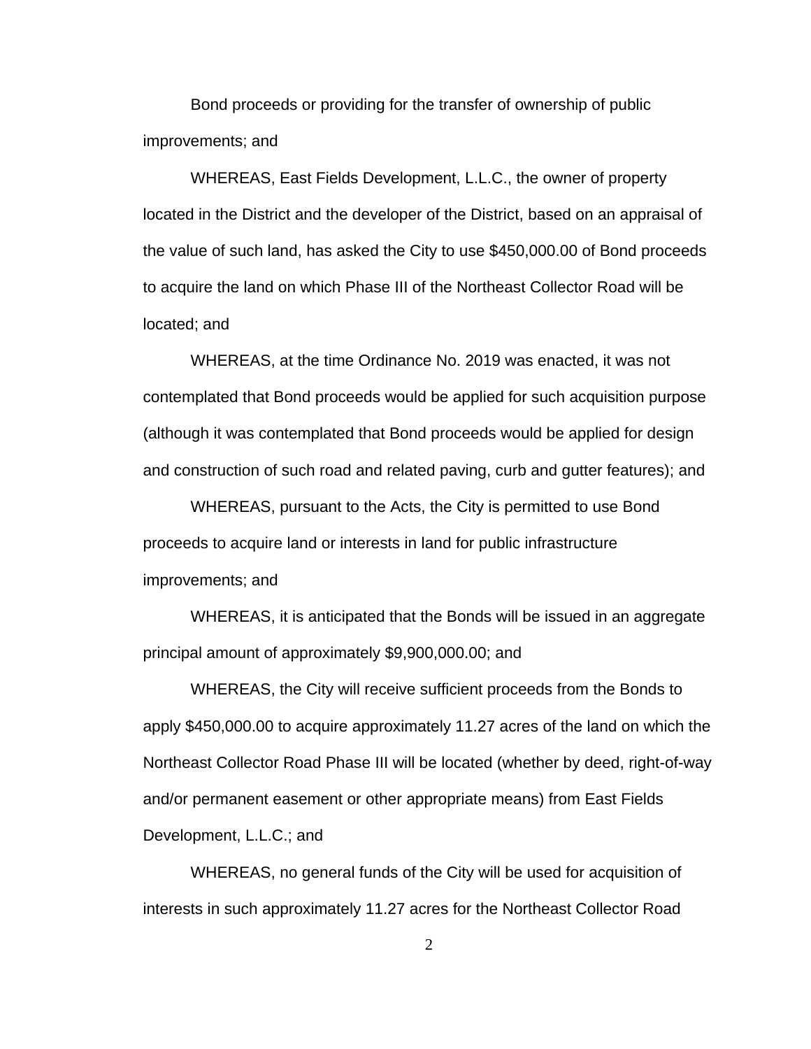Bond proceeds or providing for the transfer of ownership of public improvements; and

WHEREAS, East Fields Development, L.L.C., the owner of property located in the District and the developer of the District, based on an appraisal of the value of such land, has asked the City to use $450,000.00 of Bond proceeds to acquire the land on which Phase III of the Northeast Collector Road will be located; and

WHEREAS, at the time Ordinance No. 2019 was enacted, it was not contemplated that Bond proceeds would be applied for such acquisition purpose (although it was contemplated that Bond proceeds would be applied for design and construction of such road and related paving, curb and gutter features); and

WHEREAS, pursuant to the Acts, the City is permitted to use Bond proceeds to acquire land or interests in land for public infrastructure improvements; and

WHEREAS, it is anticipated that the Bonds will be issued in an aggregate principal amount of approximately $9,900,000.00; and

WHEREAS, the City will receive sufficient proceeds from the Bonds to apply $450,000.00 to acquire approximately 11.27 acres of the land on which the Northeast Collector Road Phase III will be located (whether by deed, right-of-way and/or permanent easement or other appropriate means) from East Fields Development, L.L.C.; and

WHEREAS, no general funds of the City will be used for acquisition of interests in such approximately 11.27 acres for the Northeast Collector Road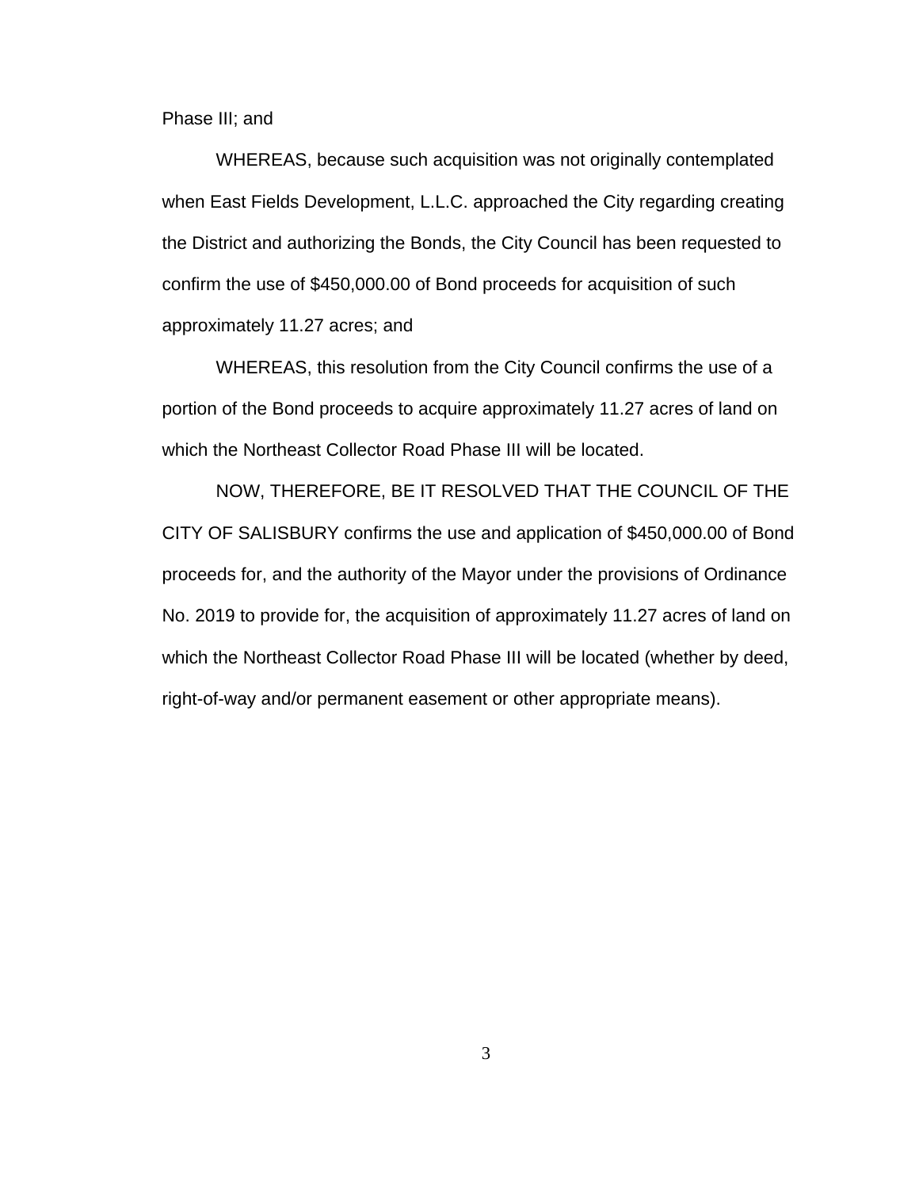Phase III; and

WHEREAS, because such acquisition was not originally contemplated when East Fields Development, L.L.C. approached the City regarding creating the District and authorizing the Bonds, the City Council has been requested to confirm the use of $450,000.00 of Bond proceeds for acquisition of such approximately 11.27 acres; and

WHEREAS, this resolution from the City Council confirms the use of a portion of the Bond proceeds to acquire approximately 11.27 acres of land on which the Northeast Collector Road Phase III will be located.

NOW, THEREFORE, BE IT RESOLVED THAT THE COUNCIL OF THE CITY OF SALISBURY confirms the use and application of $450,000.00 of Bond proceeds for, and the authority of the Mayor under the provisions of Ordinance No. 2019 to provide for, the acquisition of approximately 11.27 acres of land on which the Northeast Collector Road Phase III will be located (whether by deed, right-of-way and/or permanent easement or other appropriate means).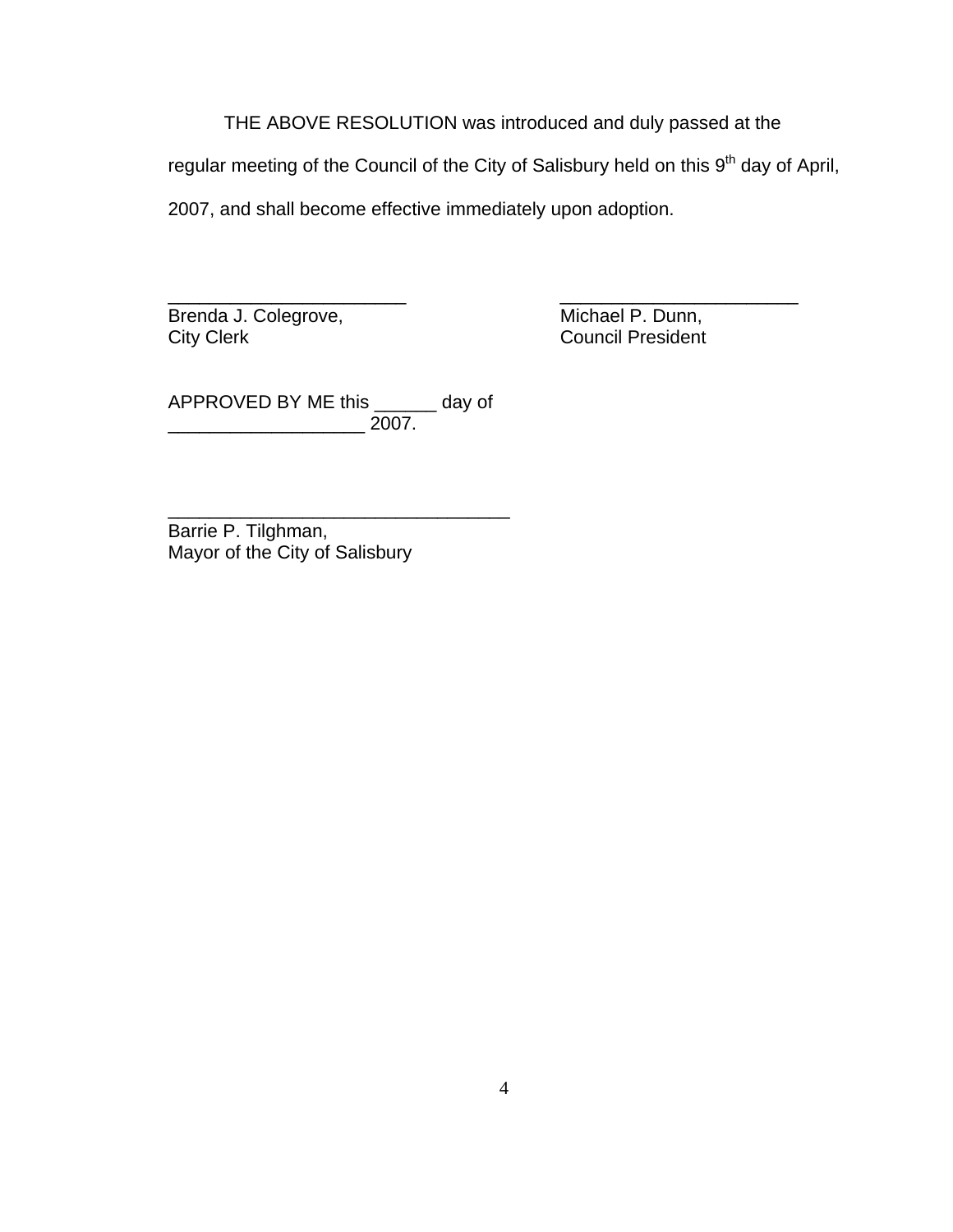THE ABOVE RESOLUTION was introduced and duly passed at the regular meeting of the Council of the City of Salisbury held on this 9th day of April, 2007, and shall become effective immediately upon adoption.

\_\_\_\_\_\_\_\_\_\_\_\_\_\_\_\_\_\_\_\_\_\_\_\_
Brenda J. Colegrove,
City Clerk

\_\_\_\_\_\_\_\_\_\_\_\_\_\_\_\_\_\_\_\_\_\_\_\_
Michael P. Dunn,
Council President

APPROVED BY ME this ______ day of
___________________ 2007.

__________________________________
Barrie P. Tilghman,
Mayor of the City of Salisbury